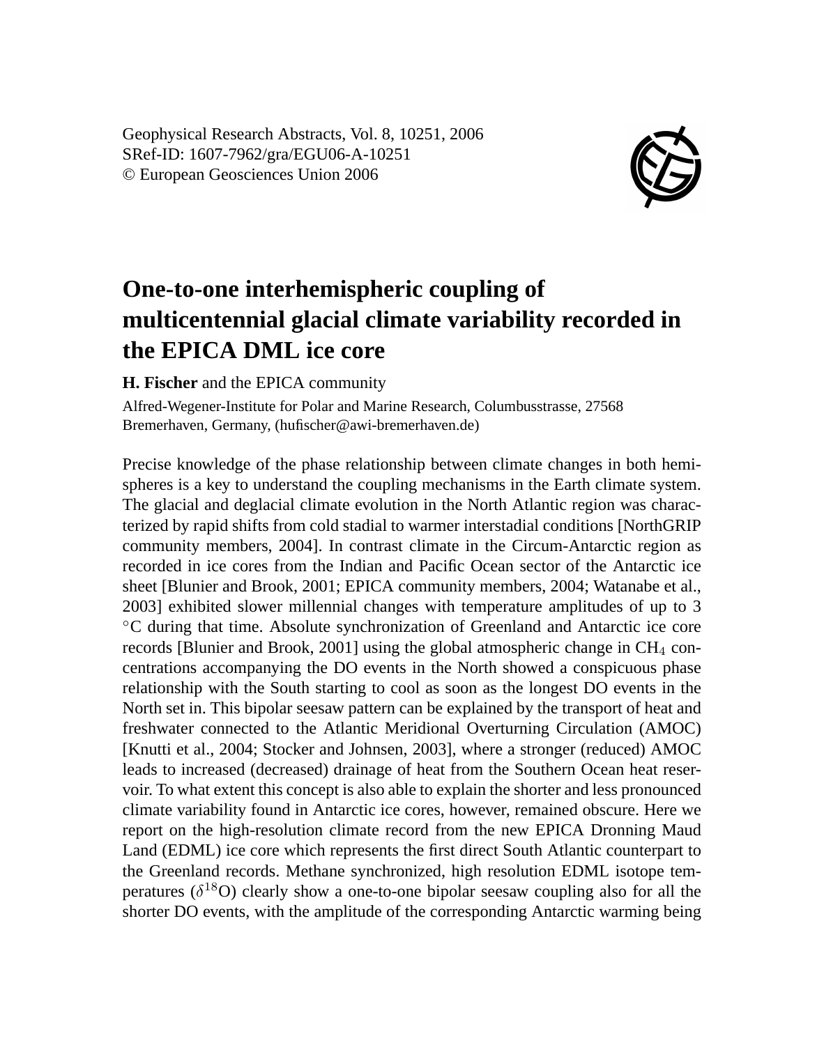Geophysical Research Abstracts, Vol. 8, 10251, 2006
SRef-ID: 1607-7962/gra/EGU06-A-10251
© European Geosciences Union 2006

# One-to-one interhemispheric coupling of multicentennial glacial climate variability recorded in the EPICA DML ice core

**H. Fischer** and the EPICA community

Alfred-Wegener-Institute for Polar and Marine Research, Columbusstrasse, 27568 Bremerhaven, Germany, (hufischer@awi-bremerhaven.de)

Precise knowledge of the phase relationship between climate changes in both hemispheres is a key to understand the coupling mechanisms in the Earth climate system. The glacial and deglacial climate evolution in the North Atlantic region was characterized by rapid shifts from cold stadial to warmer interstadial conditions [NorthGRIP community members, 2004]. In contrast climate in the Circum-Antarctic region as recorded in ice cores from the Indian and Pacific Ocean sector of the Antarctic ice sheet [Blunier and Brook, 2001; EPICA community members, 2004; Watanabe et al., 2003] exhibited slower millennial changes with temperature amplitudes of up to 3 °C during that time. Absolute synchronization of Greenland and Antarctic ice core records [Blunier and Brook, 2001] using the global atmospheric change in $CH_4$ concentrations accompanying the DO events in the North showed a conspicuous phase relationship with the South starting to cool as soon as the longest DO events in the North set in. This bipolar seesaw pattern can be explained by the transport of heat and freshwater connected to the Atlantic Meridional Overturning Circulation (AMOC) [Knutti et al., 2004; Stocker and Johnsen, 2003], where a stronger (reduced) AMOC leads to increased (decreased) drainage of heat from the Southern Ocean heat reservoir. To what extent this concept is also able to explain the shorter and less pronounced climate variability found in Antarctic ice cores, however, remained obscure. Here we report on the high-resolution climate record from the new EPICA Dronning Maud Land (EDML) ice core which represents the first direct South Atlantic counterpart to the Greenland records. Methane synchronized, high resolution EDML isotope temperatures ($\delta^{18}O$) clearly show a one-to-one bipolar seesaw coupling also for all the shorter DO events, with the amplitude of the corresponding Antarctic warming being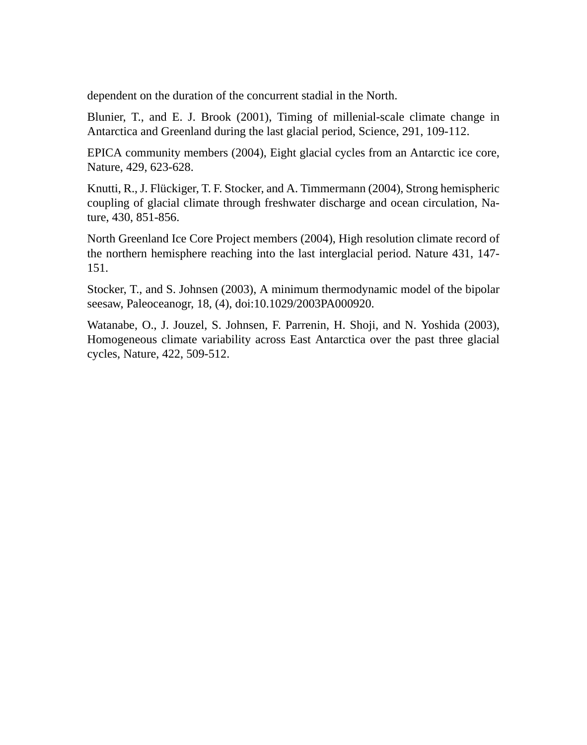dependent on the duration of the concurrent stadial in the North.

Blunier, T., and E. J. Brook (2001), Timing of millenial-scale climate change in Antarctica and Greenland during the last glacial period, Science, 291, 109-112.

EPICA community members (2004), Eight glacial cycles from an Antarctic ice core, Nature, 429, 623-628.

Knutti, R., J. Flückiger, T. F. Stocker, and A. Timmermann (2004), Strong hemispheric coupling of glacial climate through freshwater discharge and ocean circulation, Nature, 430, 851-856.

North Greenland Ice Core Project members (2004), High resolution climate record of the northern hemisphere reaching into the last interglacial period. Nature 431, 147-151.

Stocker, T., and S. Johnsen (2003), A minimum thermodynamic model of the bipolar seesaw, Paleoceanogr, 18, (4), doi:10.1029/2003PA000920.

Watanabe, O., J. Jouzel, S. Johnsen, F. Parrenin, H. Shoji, and N. Yoshida (2003), Homogeneous climate variability across East Antarctica over the past three glacial cycles, Nature, 422, 509-512.